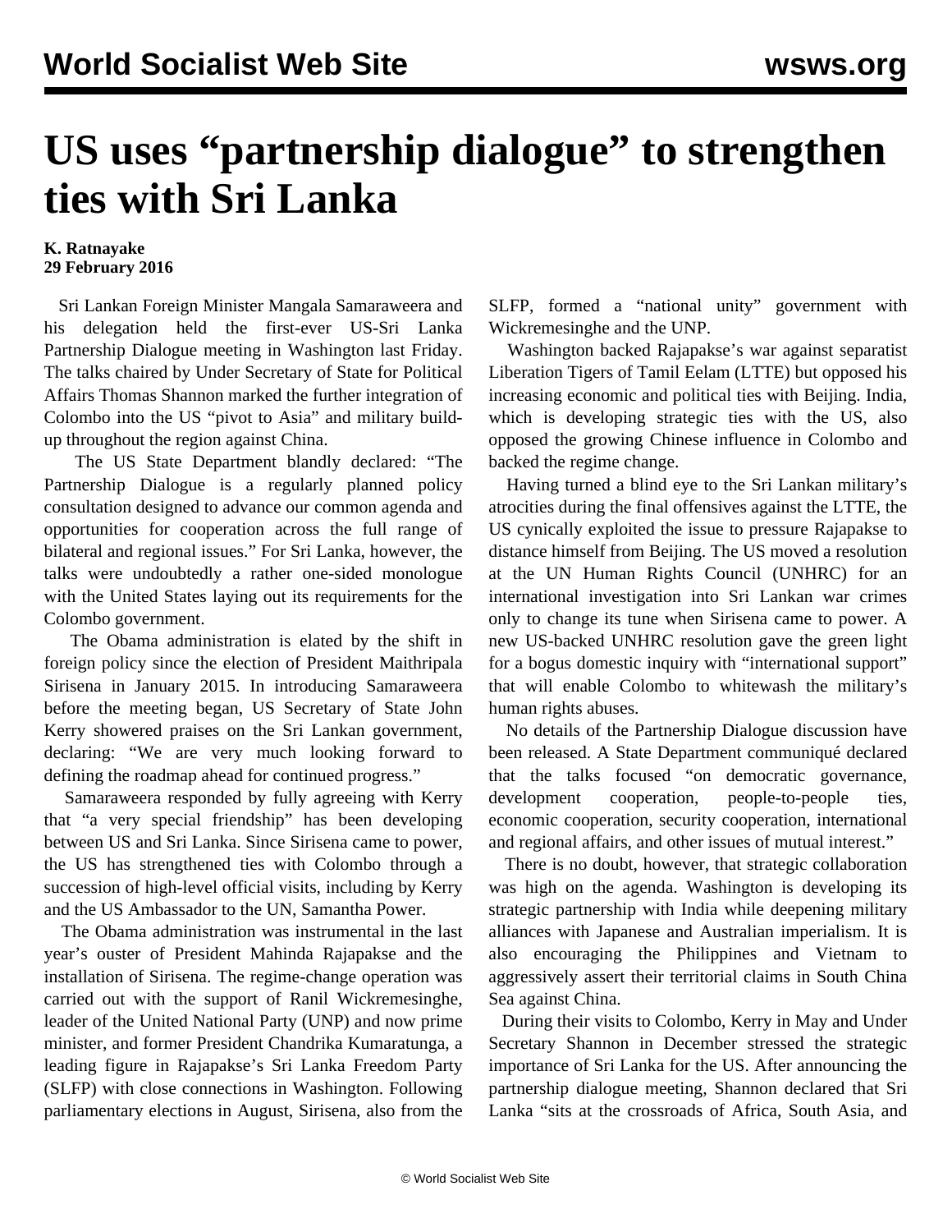# US uses "partnership dialogue" to strengthen ties with Sri Lanka

**K. Ratnayake**
**29 February 2016**

Sri Lankan Foreign Minister Mangala Samaraweera and his delegation held the first-ever US-Sri Lanka Partnership Dialogue meeting in Washington last Friday. The talks chaired by Under Secretary of State for Political Affairs Thomas Shannon marked the further integration of Colombo into the US "pivot to Asia" and military build-up throughout the region against China.

The US State Department blandly declared: "The Partnership Dialogue is a regularly planned policy consultation designed to advance our common agenda and opportunities for cooperation across the full range of bilateral and regional issues." For Sri Lanka, however, the talks were undoubtedly a rather one-sided monologue with the United States laying out its requirements for the Colombo government.

The Obama administration is elated by the shift in foreign policy since the election of President Maithripala Sirisena in January 2015. In introducing Samaraweera before the meeting began, US Secretary of State John Kerry showered praises on the Sri Lankan government, declaring: "We are very much looking forward to defining the roadmap ahead for continued progress."

Samaraweera responded by fully agreeing with Kerry that "a very special friendship" has been developing between US and Sri Lanka. Since Sirisena came to power, the US has strengthened ties with Colombo through a succession of high-level official visits, including by Kerry and the US Ambassador to the UN, Samantha Power.

The Obama administration was instrumental in the last year's ouster of President Mahinda Rajapakse and the installation of Sirisena. The regime-change operation was carried out with the support of Ranil Wickremesinghe, leader of the United National Party (UNP) and now prime minister, and former President Chandrika Kumaratunga, a leading figure in Rajapakse's Sri Lanka Freedom Party (SLFP) with close connections in Washington. Following parliamentary elections in August, Sirisena, also from the SLFP, formed a "national unity" government with Wickremesinghe and the UNP.

Washington backed Rajapakse's war against separatist Liberation Tigers of Tamil Eelam (LTTE) but opposed his increasing economic and political ties with Beijing. India, which is developing strategic ties with the US, also opposed the growing Chinese influence in Colombo and backed the regime change.

Having turned a blind eye to the Sri Lankan military's atrocities during the final offensives against the LTTE, the US cynically exploited the issue to pressure Rajapakse to distance himself from Beijing. The US moved a resolution at the UN Human Rights Council (UNHRC) for an international investigation into Sri Lankan war crimes only to change its tune when Sirisena came to power. A new US-backed UNHRC resolution gave the green light for a bogus domestic inquiry with "international support" that will enable Colombo to whitewash the military's human rights abuses.

No details of the Partnership Dialogue discussion have been released. A State Department communiqué declared that the talks focused "on democratic governance, development cooperation, people-to-people ties, economic cooperation, security cooperation, international and regional affairs, and other issues of mutual interest."

There is no doubt, however, that strategic collaboration was high on the agenda. Washington is developing its strategic partnership with India while deepening military alliances with Japanese and Australian imperialism. It is also encouraging the Philippines and Vietnam to aggressively assert their territorial claims in South China Sea against China.

During their visits to Colombo, Kerry in May and Under Secretary Shannon in December stressed the strategic importance of Sri Lanka for the US. After announcing the partnership dialogue meeting, Shannon declared that Sri Lanka "sits at the crossroads of Africa, South Asia, and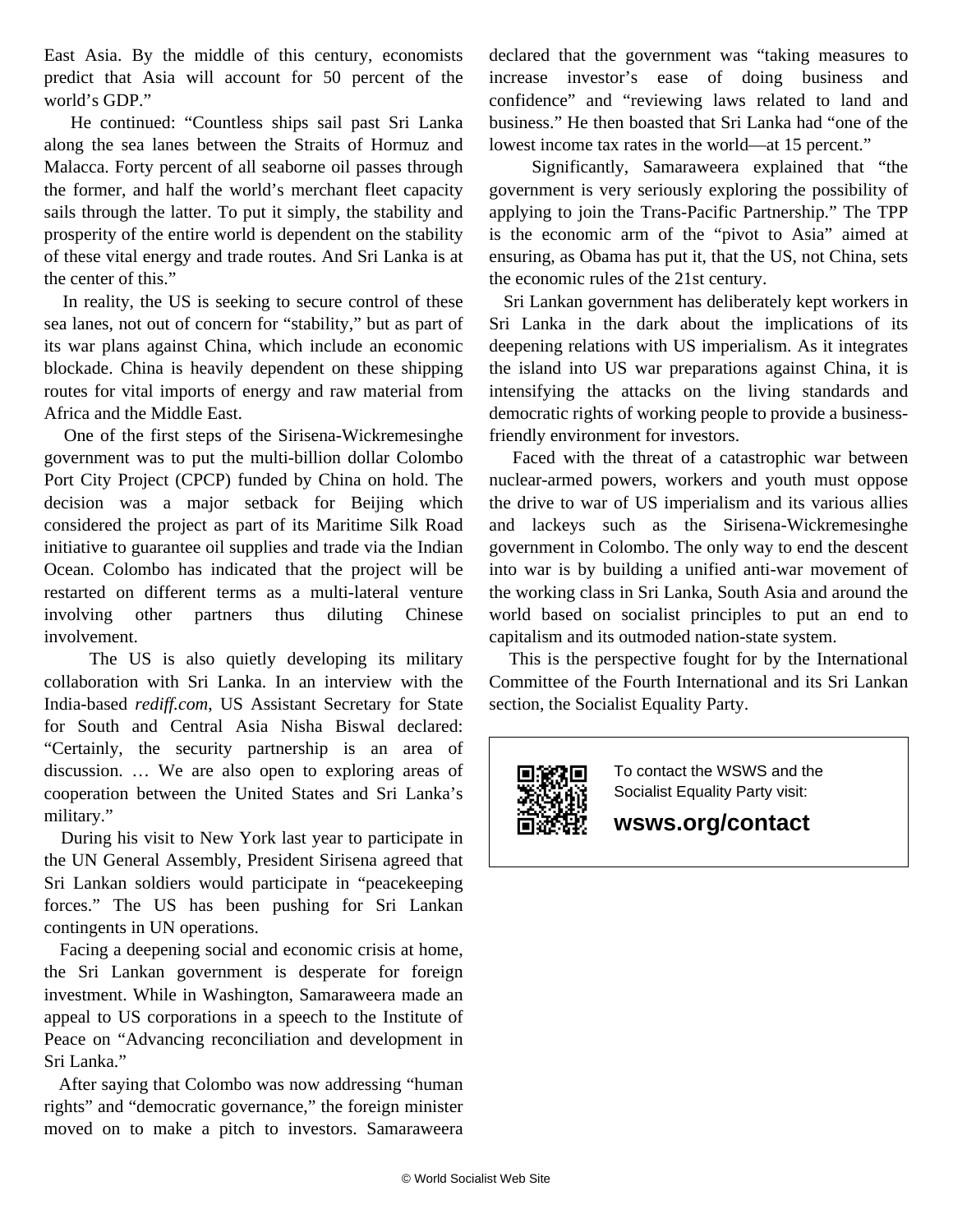East Asia. By the middle of this century, economists predict that Asia will account for 50 percent of the world's GDP."

He continued: "Countless ships sail past Sri Lanka along the sea lanes between the Straits of Hormuz and Malacca. Forty percent of all seaborne oil passes through the former, and half the world's merchant fleet capacity sails through the latter. To put it simply, the stability and prosperity of the entire world is dependent on the stability of these vital energy and trade routes. And Sri Lanka is at the center of this."

In reality, the US is seeking to secure control of these sea lanes, not out of concern for "stability," but as part of its war plans against China, which include an economic blockade. China is heavily dependent on these shipping routes for vital imports of energy and raw material from Africa and the Middle East.

One of the first steps of the Sirisena-Wickremesinghe government was to put the multi-billion dollar Colombo Port City Project (CPCP) funded by China on hold. The decision was a major setback for Beijing which considered the project as part of its Maritime Silk Road initiative to guarantee oil supplies and trade via the Indian Ocean. Colombo has indicated that the project will be restarted on different terms as a multi-lateral venture involving other partners thus diluting Chinese involvement.

The US is also quietly developing its military collaboration with Sri Lanka. In an interview with the India-based *rediff.com*, US Assistant Secretary for State for South and Central Asia Nisha Biswal declared: "Certainly, the security partnership is an area of discussion. … We are also open to exploring areas of cooperation between the United States and Sri Lanka's military."

During his visit to New York last year to participate in the UN General Assembly, President Sirisena agreed that Sri Lankan soldiers would participate in "peacekeeping forces." The US has been pushing for Sri Lankan contingents in UN operations.

Facing a deepening social and economic crisis at home, the Sri Lankan government is desperate for foreign investment. While in Washington, Samaraweera made an appeal to US corporations in a speech to the Institute of Peace on "Advancing reconciliation and development in Sri Lanka."

After saying that Colombo was now addressing "human rights" and "democratic governance," the foreign minister moved on to make a pitch to investors. Samaraweera declared that the government was "taking measures to increase investor's ease of doing business and confidence" and "reviewing laws related to land and business." He then boasted that Sri Lanka had "one of the lowest income tax rates in the world—at 15 percent."

Significantly, Samaraweera explained that "the government is very seriously exploring the possibility of applying to join the Trans-Pacific Partnership." The TPP is the economic arm of the "pivot to Asia" aimed at ensuring, as Obama has put it, that the US, not China, sets the economic rules of the 21st century.

Sri Lankan government has deliberately kept workers in Sri Lanka in the dark about the implications of its deepening relations with US imperialism. As it integrates the island into US war preparations against China, it is intensifying the attacks on the living standards and democratic rights of working people to provide a business-friendly environment for investors.

Faced with the threat of a catastrophic war between nuclear-armed powers, workers and youth must oppose the drive to war of US imperialism and its various allies and lackeys such as the Sirisena-Wickremesinghe government in Colombo. The only way to end the descent into war is by building a unified anti-war movement of the working class in Sri Lanka, South Asia and around the world based on socialist principles to put an end to capitalism and its outmoded nation-state system.

This is the perspective fought for by the International Committee of the Fourth International and its Sri Lankan section, the Socialist Equality Party.

To contact the WSWS and the Socialist Equality Party visit:

**wsws.org/contact**